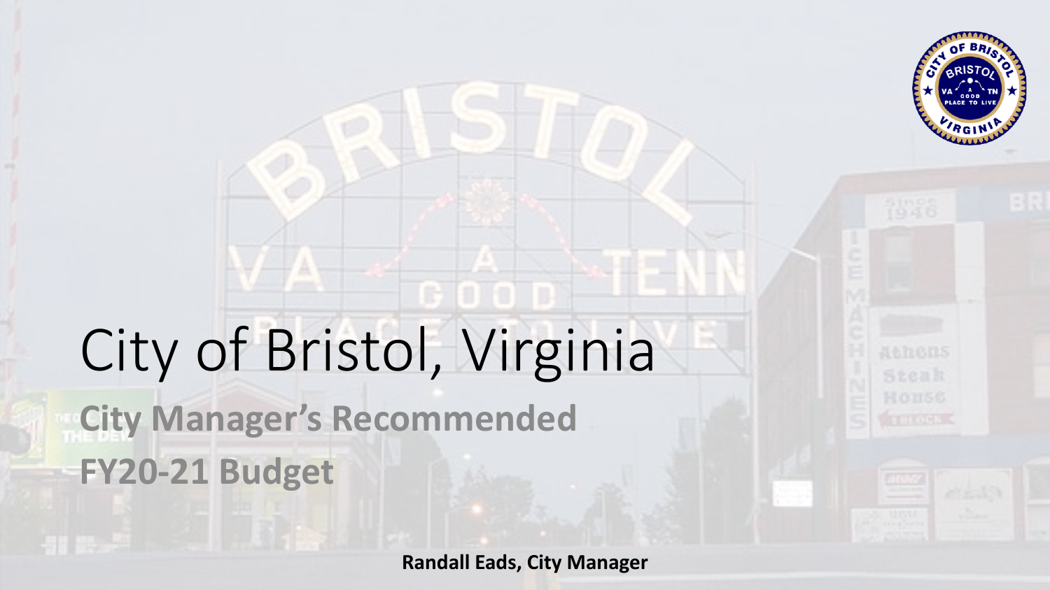# City of Bristol, Virginia

## City Manager's Recommended FY20-21 Budget

**Randall Eads, City Manager**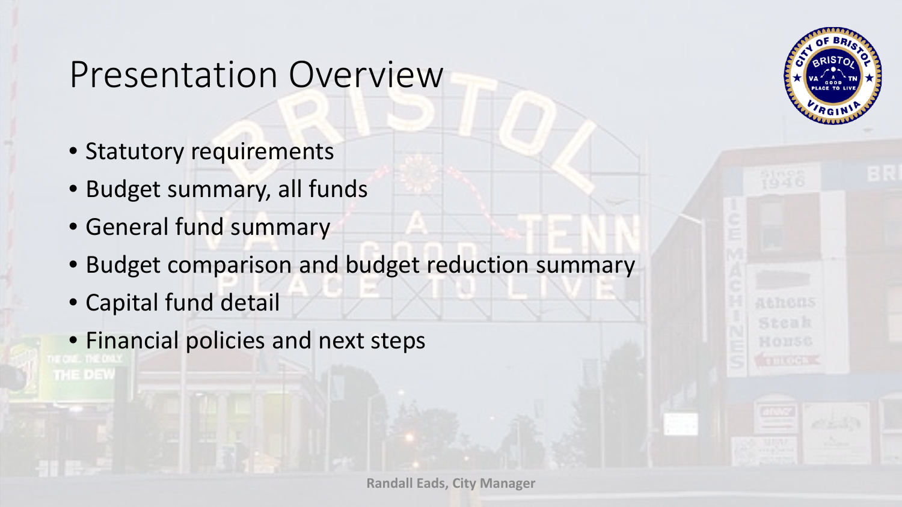# Presentation Overview

- Statutory requirements
- Budget summary, all funds
- General fund summary
- Budget comparison and budget reduction summary
- Capital fund detail
- Financial policies and next steps

**Randall Eads, City Manager**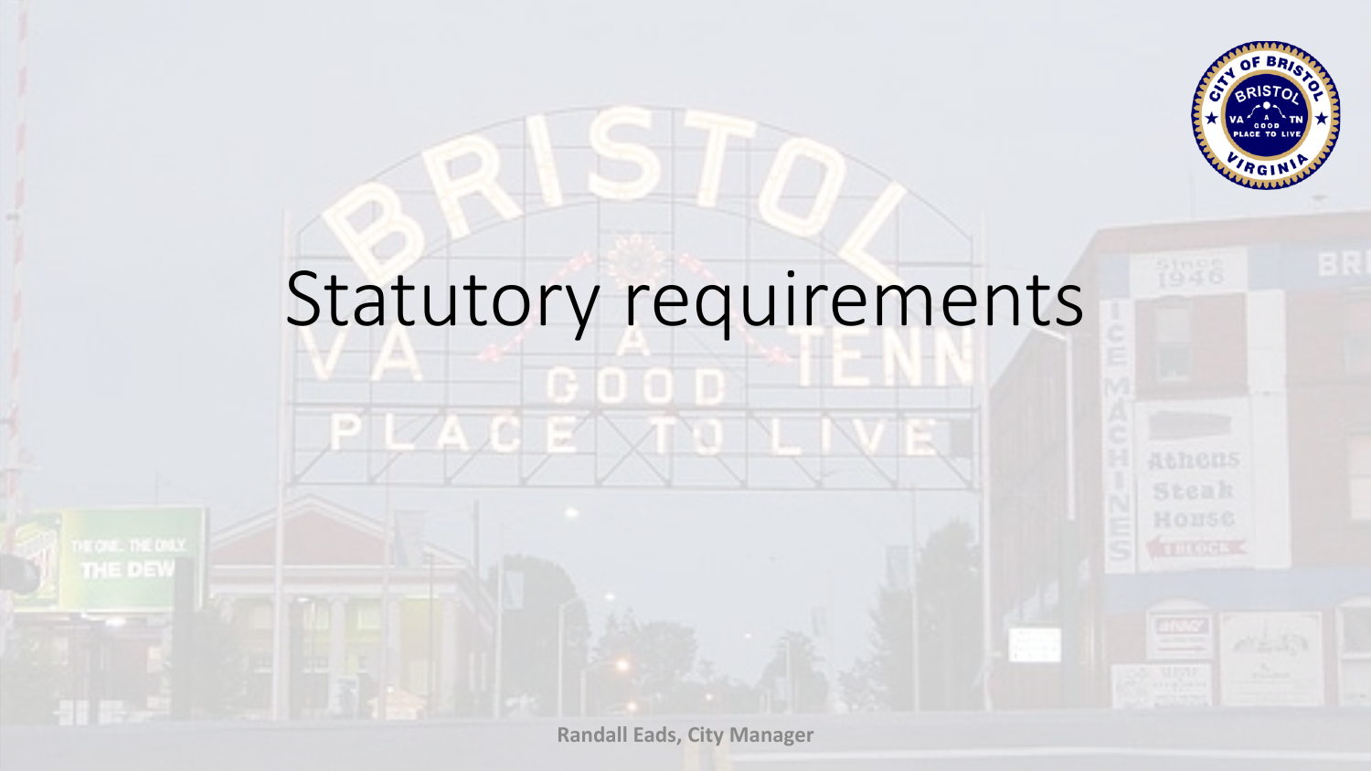# Statutory requirements

Randall Eads, City Manager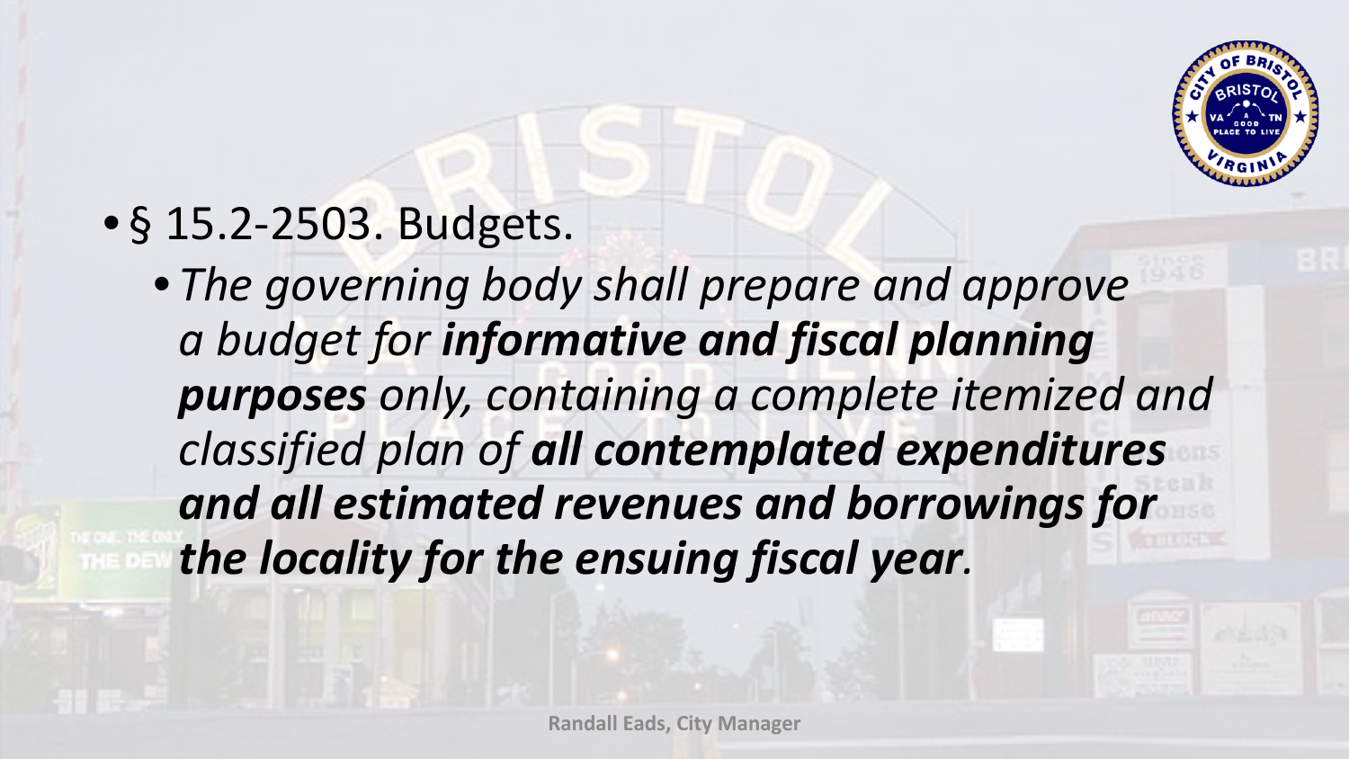- § 15.2-2503. Budgets.
  - *The governing body shall prepare and approve a budget for **informative and fiscal planning purposes** only, containing a complete itemized and classified plan of **all contemplated expenditures and all estimated revenues and borrowings for the locality for the ensuing fiscal year**.*

Randall Eads, City Manager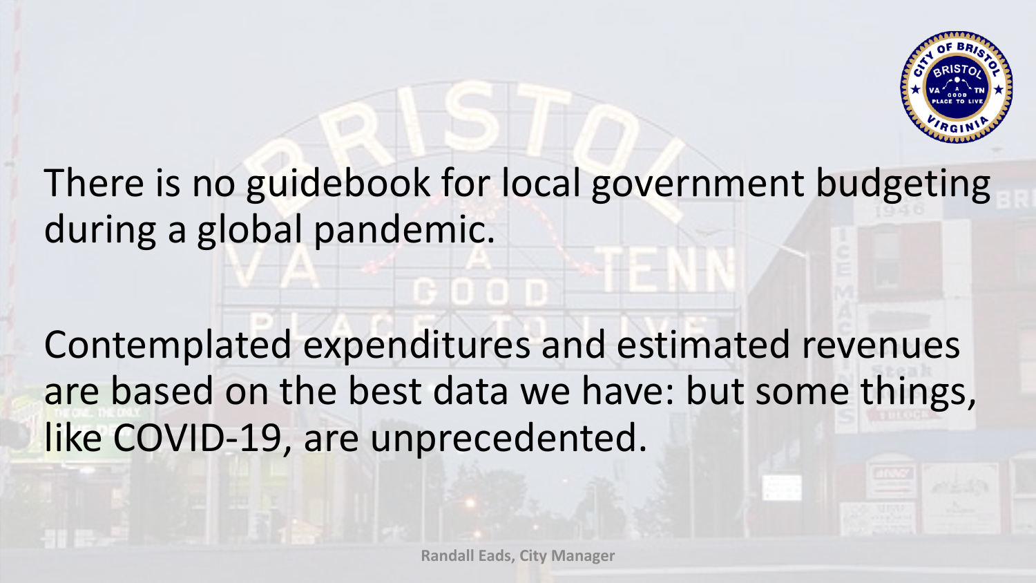There is no guidebook for local government budgeting during a global pandemic.

Contemplated expenditures and estimated revenues are based on the best data we have: but some things, like COVID-19, are unprecedented.

**Randall Eads, City Manager**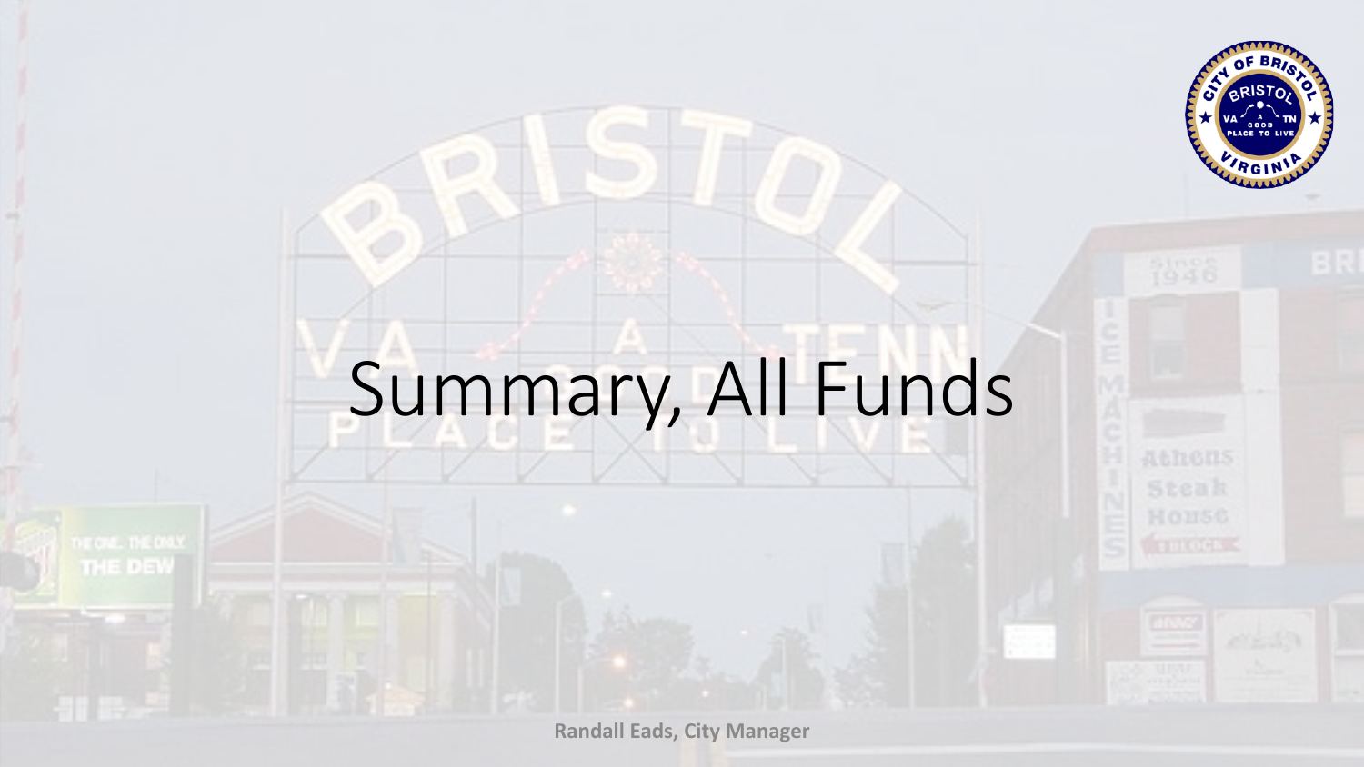# Summary, All Funds

**Randall Eads, City Manager**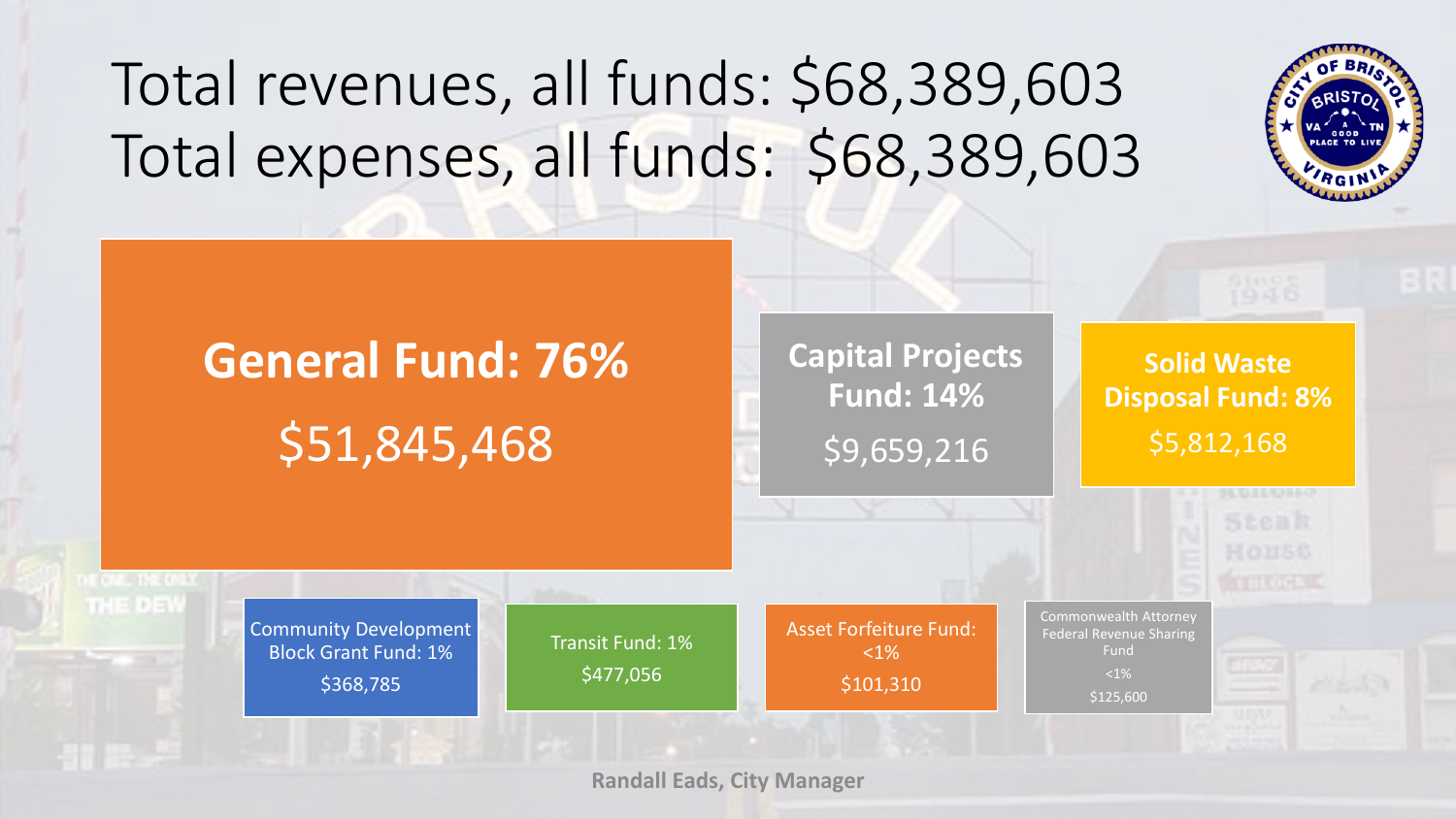# Total revenues, all funds: $68,389,603
# Total expenses, all funds: $68,389,603

**General Fund: 76%**
$51,845,468

**Capital Projects Fund: 14%**
$9,659,216

**Solid Waste Disposal Fund: 8%**
$5,812,168

Community Development Block Grant Fund: 1%
$368,785

Transit Fund: 1%
$477,056

Asset Forfeiture Fund: <1%
$101,310

Commonwealth Attorney Federal Revenue Sharing Fund
<1%
$125,600

**Randall Eads, City Manager**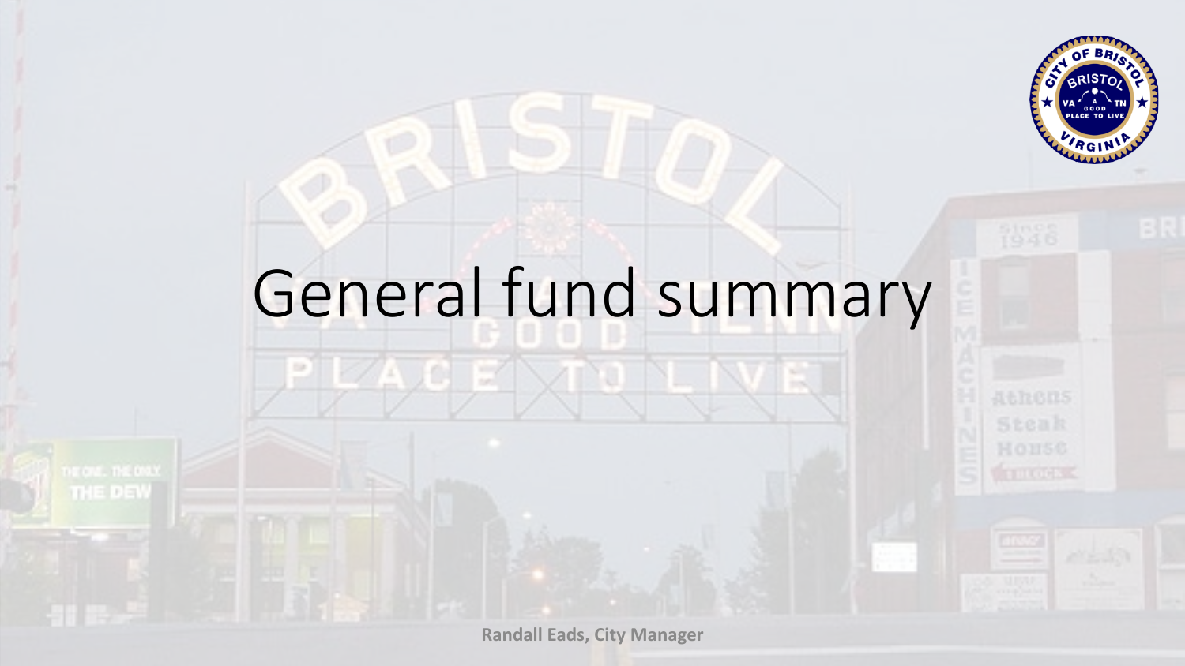# General fund summary

**Randall Eads, City Manager**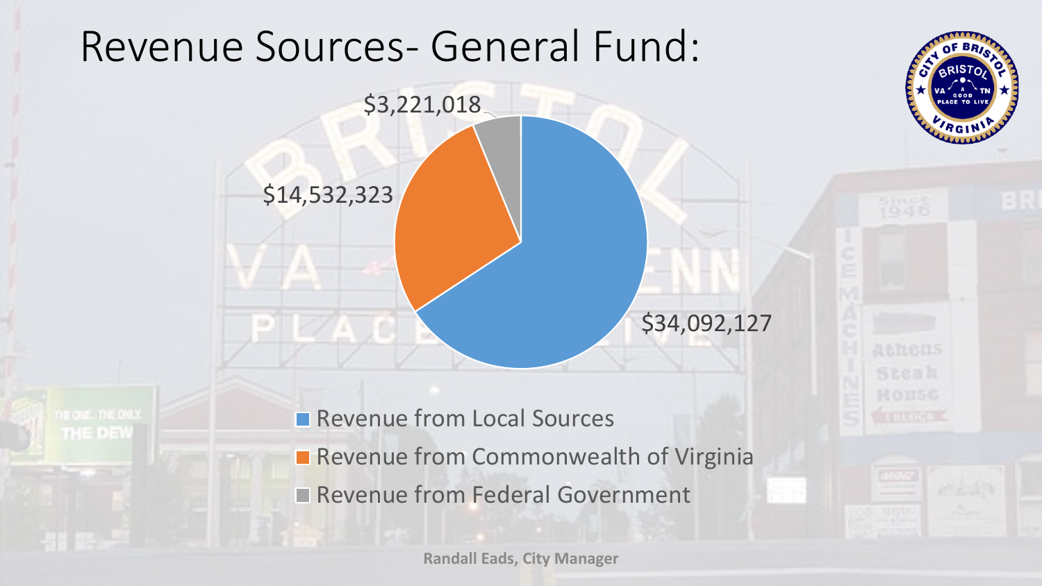# Revenue Sources- General Fund:

$3,221,018

$14,532,323

$34,092,127

- Revenue from Local Sources
- Revenue from Commonwealth of Virginia
- Revenue from Federal Government

**Randall Eads, City Manager**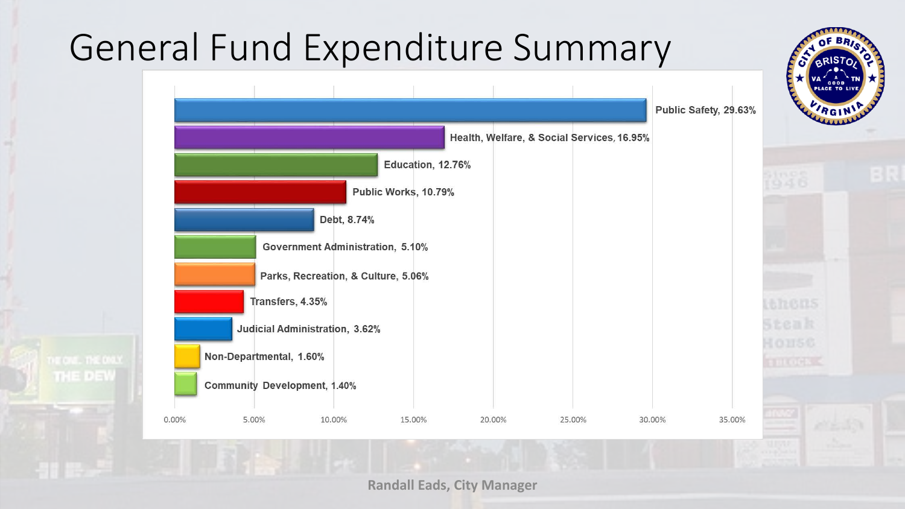# General Fund Expenditure Summary

| Category | Percentage |
|---|---|
| Public Safety | 29.63% |
| Health, Welfare, & Social Services | 16.95% |
| Education | 12.76% |
| Public Works | 10.79% |
| Debt | 8.74% |
| Government Administration | 5.10% |
| Parks, Recreation, & Culture | 5.06% |
| Transfers | 4.35% |
| Judicial Administration | 3.62% |
| Non-Departmental | 1.60% |
| Community Development | 1.40% |

Randall Eads, City Manager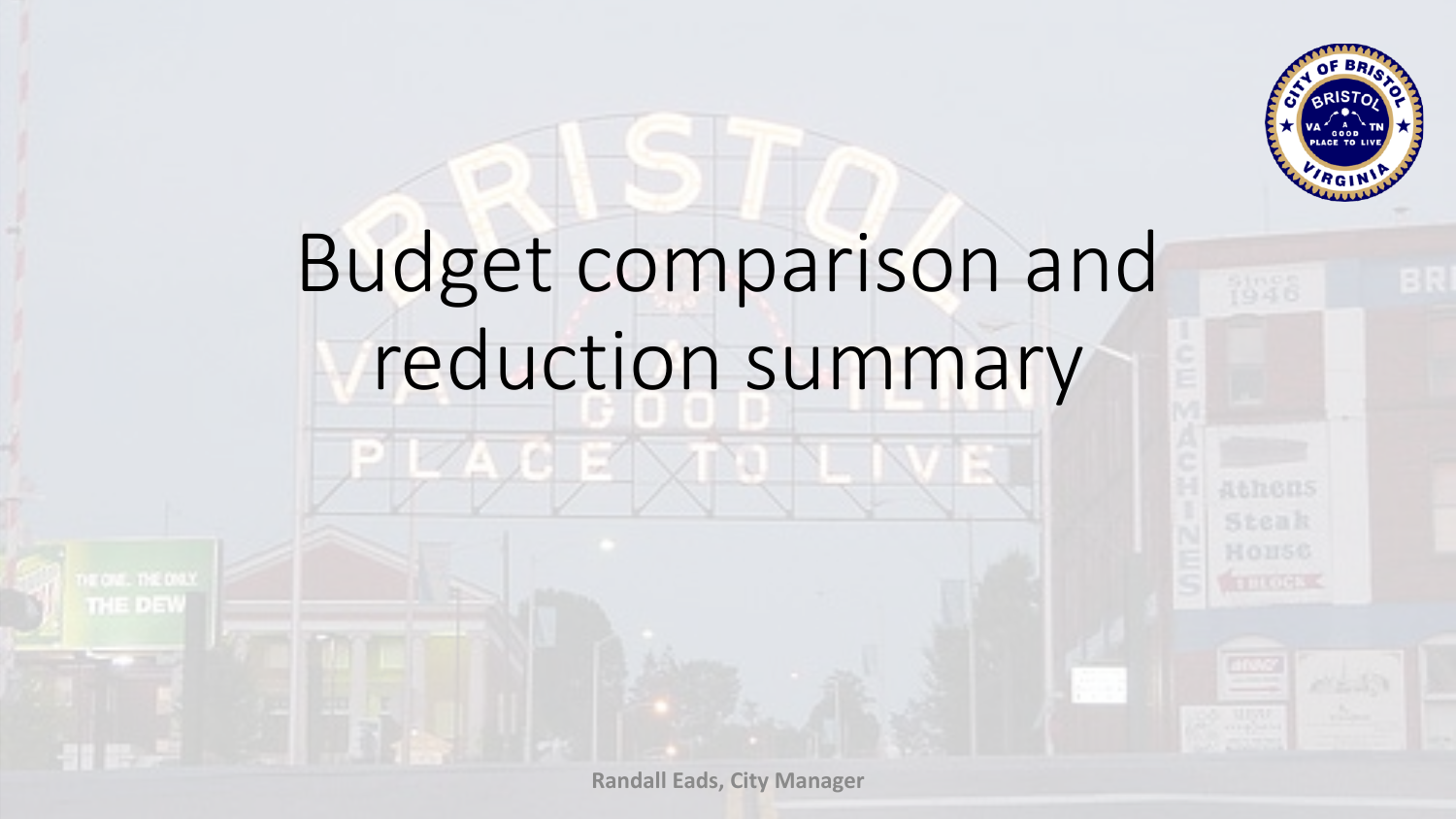# Budget comparison and reduction summary

Randall Eads, City Manager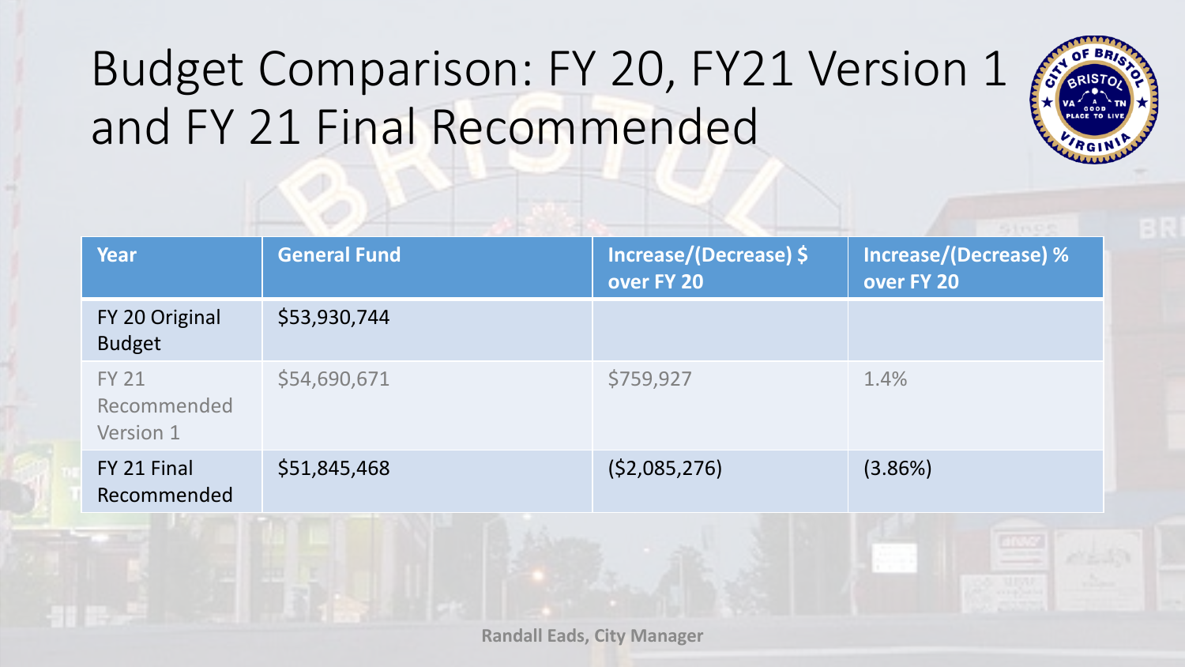# Budget Comparison: FY 20, FY21 Version 1 and FY 21 Final Recommended

| Year | General Fund | Increase/(Decrease) $ over FY 20 | Increase/(Decrease) % over FY 20 |
|---|---|---|---|
| FY 20 Original Budget | $53,930,744 | | |
| FY 21 Recommended Version 1 | $54,690,671 | $759,927 | 1.4% |
| FY 21 Final Recommended | $51,845,468 | ($2,085,276) | (3.86%) |

**Randall Eads, City Manager**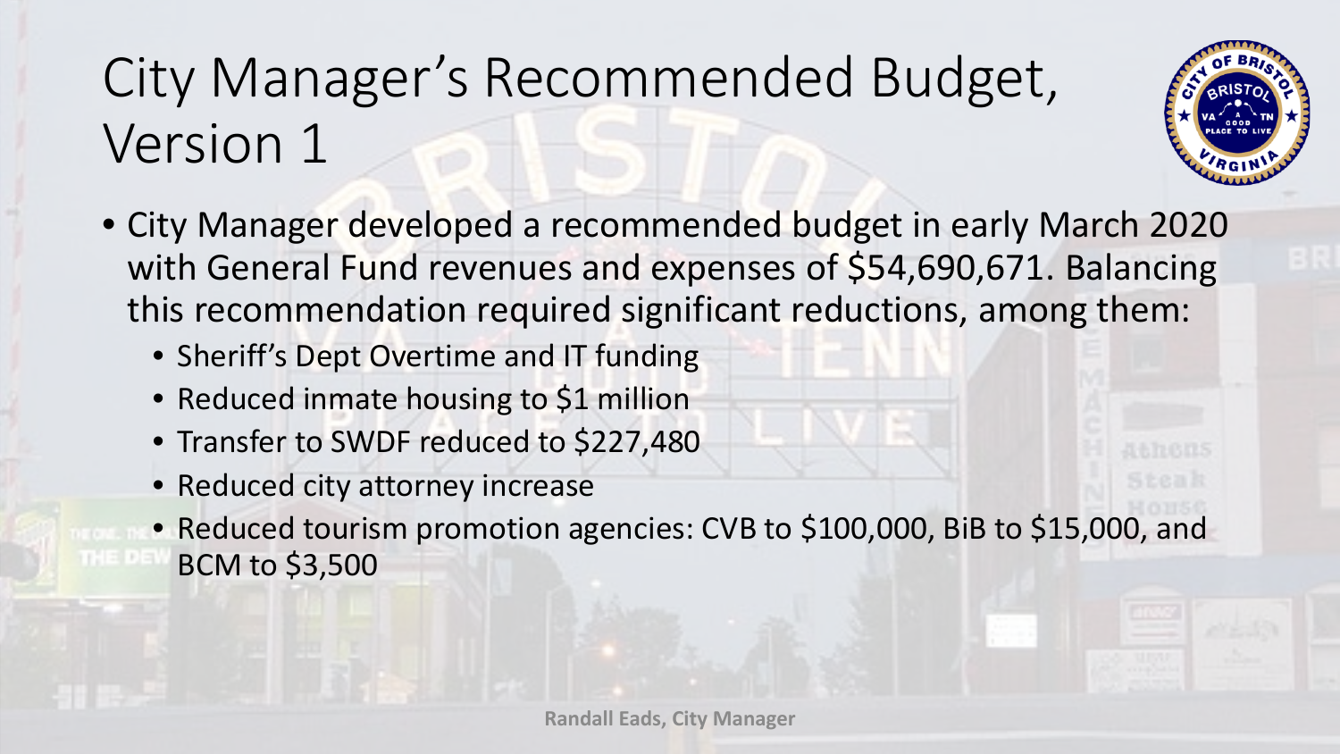# City Manager's Recommended Budget, Version 1

- City Manager developed a recommended budget in early March 2020 with General Fund revenues and expenses of $54,690,671. Balancing this recommendation required significant reductions, among them:
  - Sheriff's Dept Overtime and IT funding
  - Reduced inmate housing to $1 million
  - Transfer to SWDF reduced to $227,480
  - Reduced city attorney increase
  - Reduced tourism promotion agencies: CVB to $100,000, BiB to $15,000, and BCM to $3,500

Randall Eads, City Manager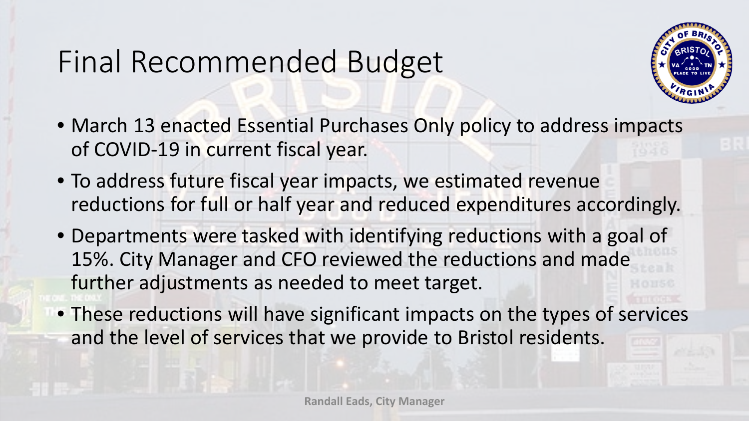# Final Recommended Budget

- March 13 enacted Essential Purchases Only policy to address impacts of COVID-19 in current fiscal year.
- To address future fiscal year impacts, we estimated revenue reductions for full or half year and reduced expenditures accordingly.
- Departments were tasked with identifying reductions with a goal of 15%. City Manager and CFO reviewed the reductions and made further adjustments as needed to meet target.
- These reductions will have significant impacts on the types of services and the level of services that we provide to Bristol residents.

Randall Eads, City Manager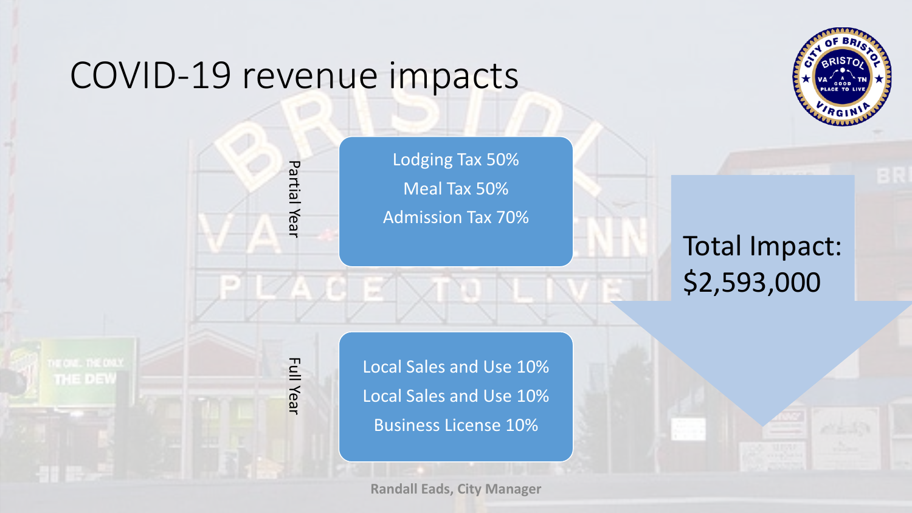# COVID-19 revenue impacts

**Partial Year**

- Lodging Tax 50%
- Meal Tax 50%
- Admission Tax 70%

**Full Year**

- Local Sales and Use 10%
- Local Sales and Use 10%
- Business License 10%

Total Impact: $2,593,000

**Randall Eads, City Manager**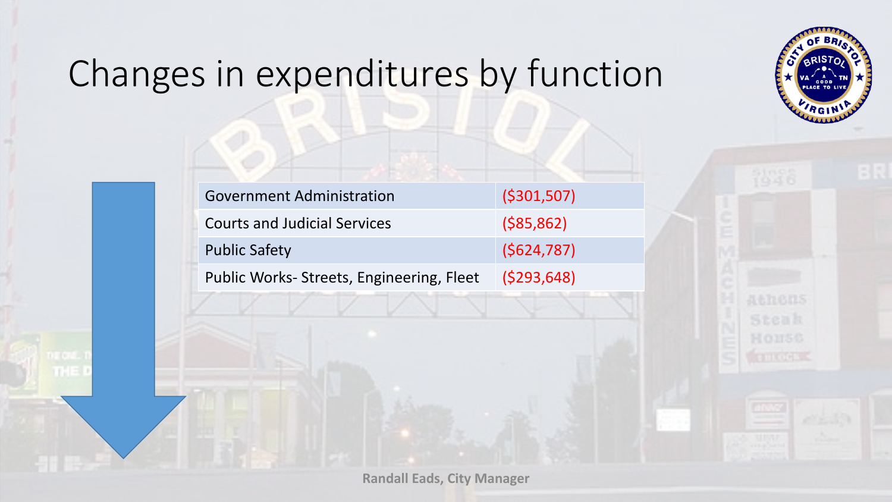# Changes in expenditures by function

| Function | Change |
|---|---|
| Government Administration | ($301,507) |
| Courts and Judicial Services | ($85,862) |
| Public Safety | ($624,787) |
| Public Works- Streets, Engineering, Fleet | ($293,648) |

**Randall Eads, City Manager**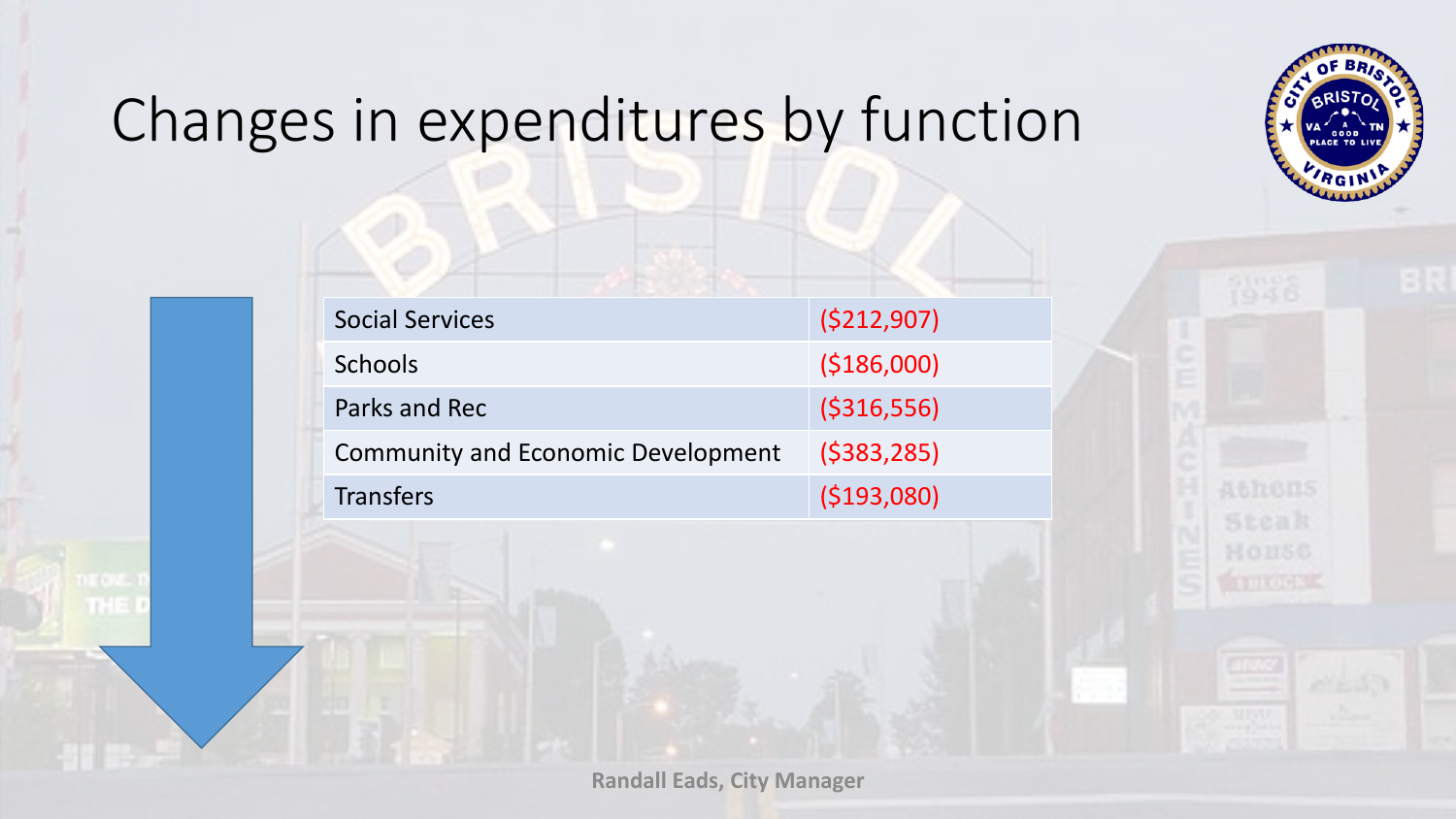# Changes in expenditures by function

| | |
|---|---|
| Social Services | ($212,907) |
| Schools | ($186,000) |
| Parks and Rec | ($316,556) |
| Community and Economic Development | ($383,285) |
| Transfers | ($193,080) |

Randall Eads, City Manager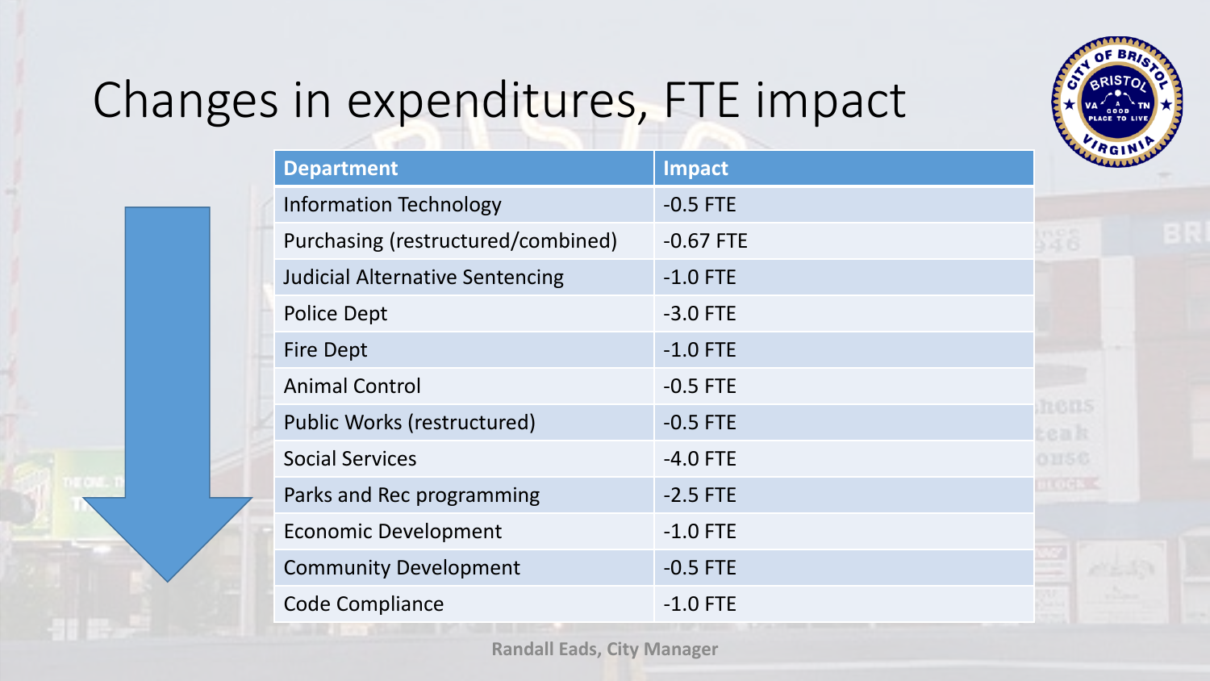# Changes in expenditures, FTE impact

| Department | Impact |
|---|---|
| Information Technology | -0.5 FTE |
| Purchasing (restructured/combined) | -0.67 FTE |
| Judicial Alternative Sentencing | -1.0 FTE |
| Police Dept | -3.0 FTE |
| Fire Dept | -1.0 FTE |
| Animal Control | -0.5 FTE |
| Public Works (restructured) | -0.5 FTE |
| Social Services | -4.0 FTE |
| Parks and Rec programming | -2.5 FTE |
| Economic Development | -1.0 FTE |
| Community Development | -0.5 FTE |
| Code Compliance | -1.0 FTE |

Randall Eads, City Manager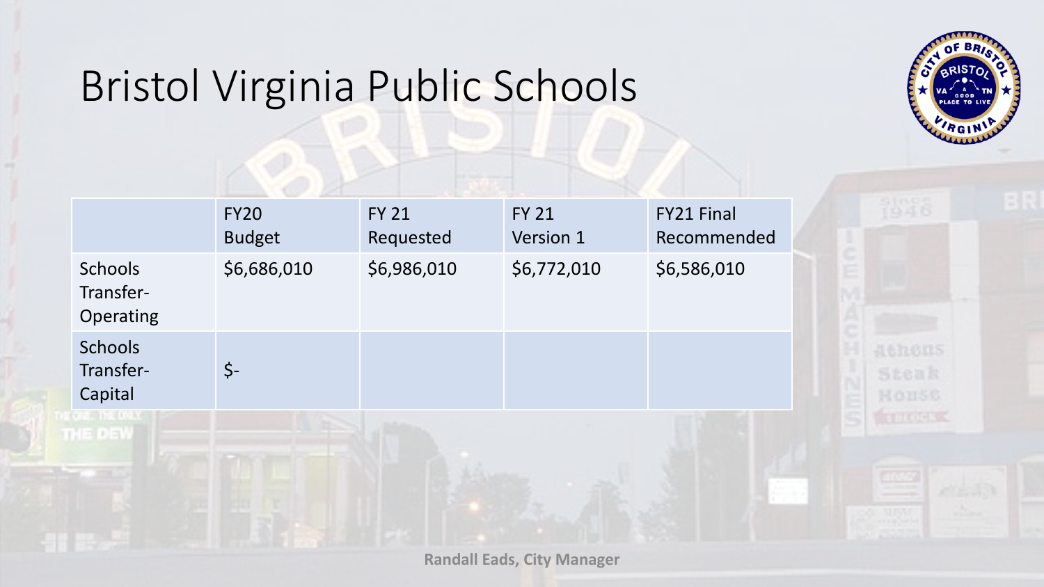# Bristol Virginia Public Schools

| | FY20 Budget | FY 21 Requested | FY 21 Version 1 | FY21 Final Recommended |
|---|---|---|---|---|
| Schools Transfer-Operating | $6,686,010 | $6,986,010 | $6,772,010 | $6,586,010 |
| Schools Transfer-Capital | $- | | | |

Randall Eads, City Manager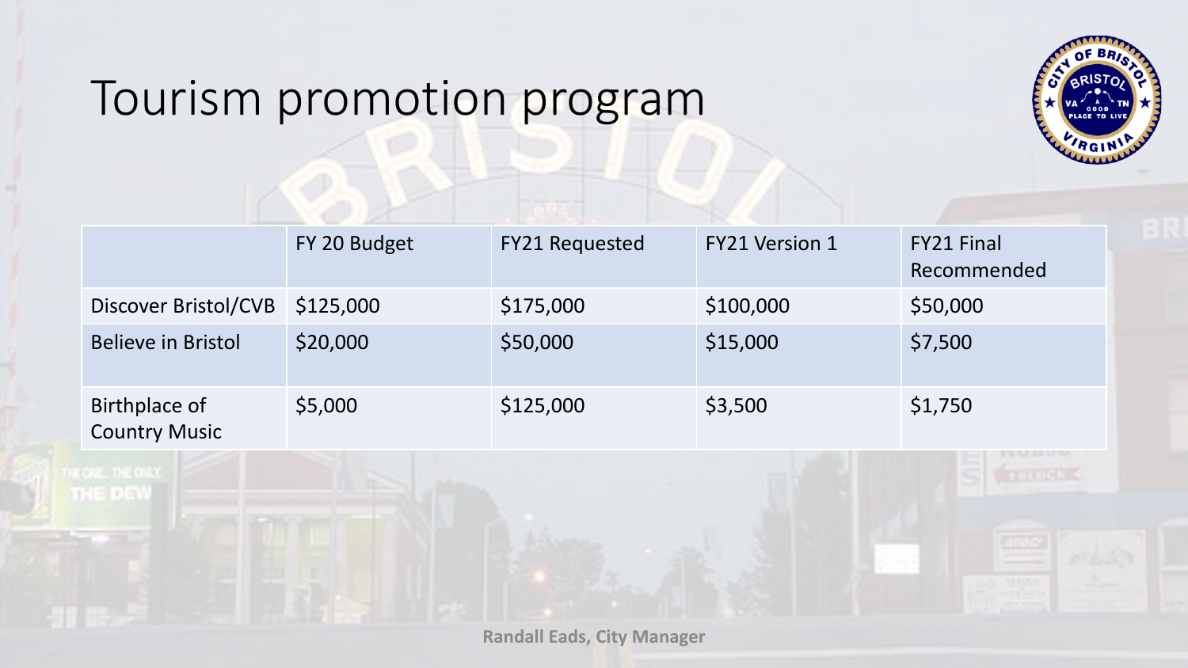# Tourism promotion program

| | FY 20 Budget | FY21 Requested | FY21 Version 1 | FY21 Final Recommended |
|---|---|---|---|---|
| Discover Bristol/CVB | $125,000 | $175,000 | $100,000 | $50,000 |
| Believe in Bristol | $20,000 | $50,000 | $15,000 | $7,500 |
| Birthplace of Country Music | $5,000 | $125,000 | $3,500 | $1,750 |

**Randall Eads, City Manager**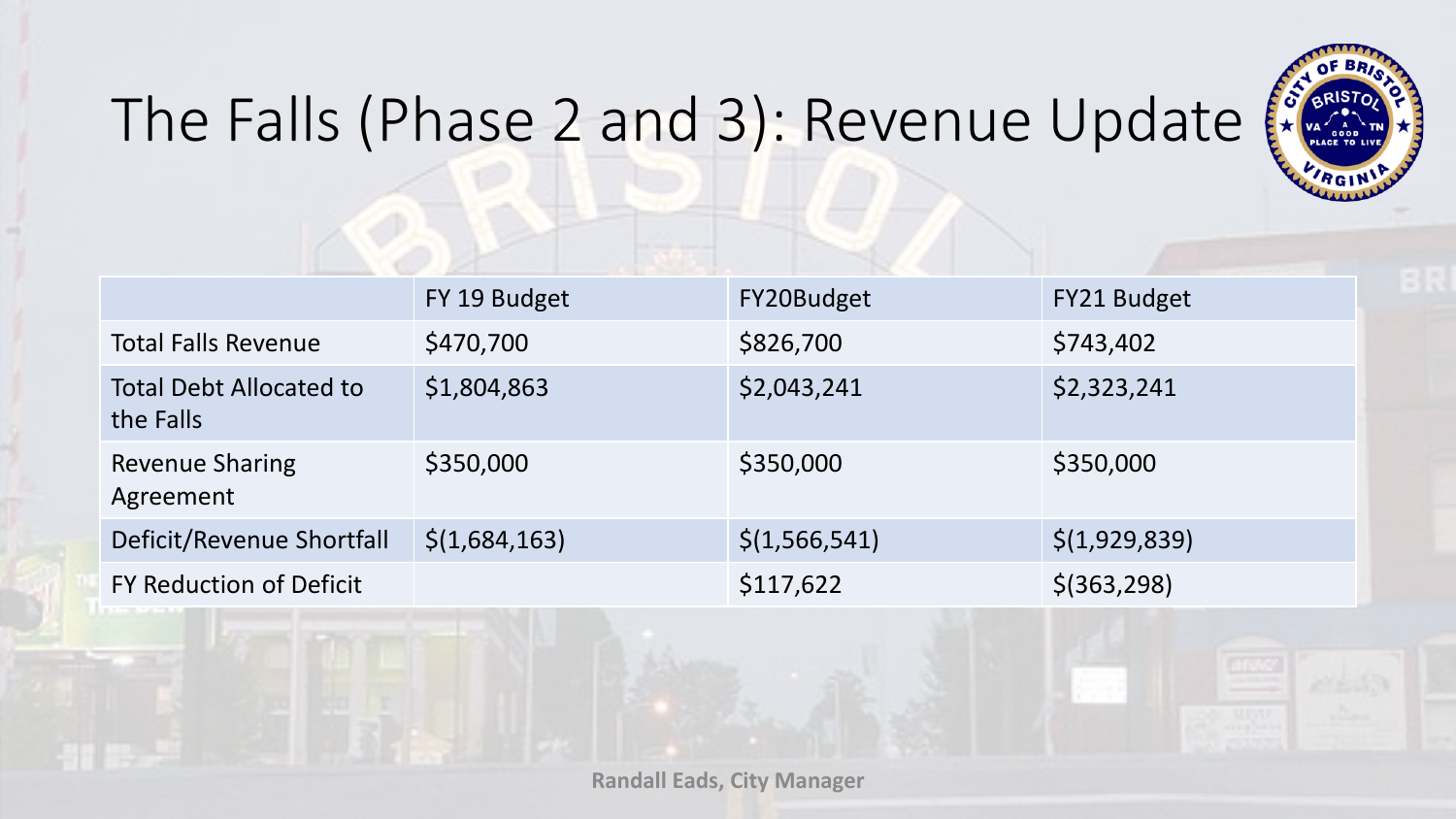# The Falls (Phase 2 and 3): Revenue Update

| | FY 19 Budget | FY20Budget | FY21 Budget |
|---|---|---|---|
| Total Falls Revenue | $470,700 | $826,700 | $743,402 |
| Total Debt Allocated to the Falls | $1,804,863 | $2,043,241 | $2,323,241 |
| Revenue Sharing Agreement | $350,000 | $350,000 | $350,000 |
| Deficit/Revenue Shortfall | $(1,684,163) | $(1,566,541) | $(1,929,839) |
| FY Reduction of Deficit | | $117,622 | $(363,298) |

Randall Eads, City Manager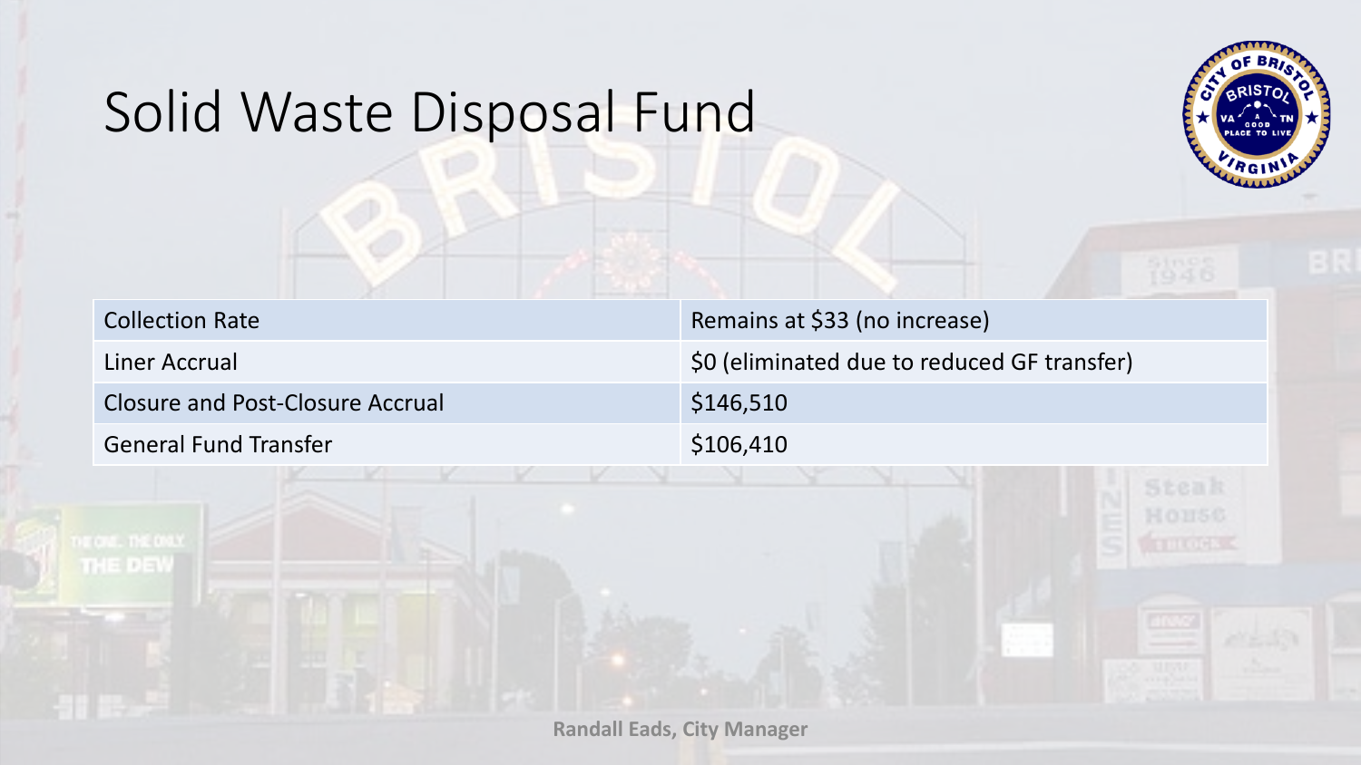# Solid Waste Disposal Fund

| | |
|---|---|
| Collection Rate | Remains at $33 (no increase) |
| Liner Accrual | $0 (eliminated due to reduced GF transfer) |
| Closure and Post-Closure Accrual | $146,510 |
| General Fund Transfer | $106,410 |

**Randall Eads, City Manager**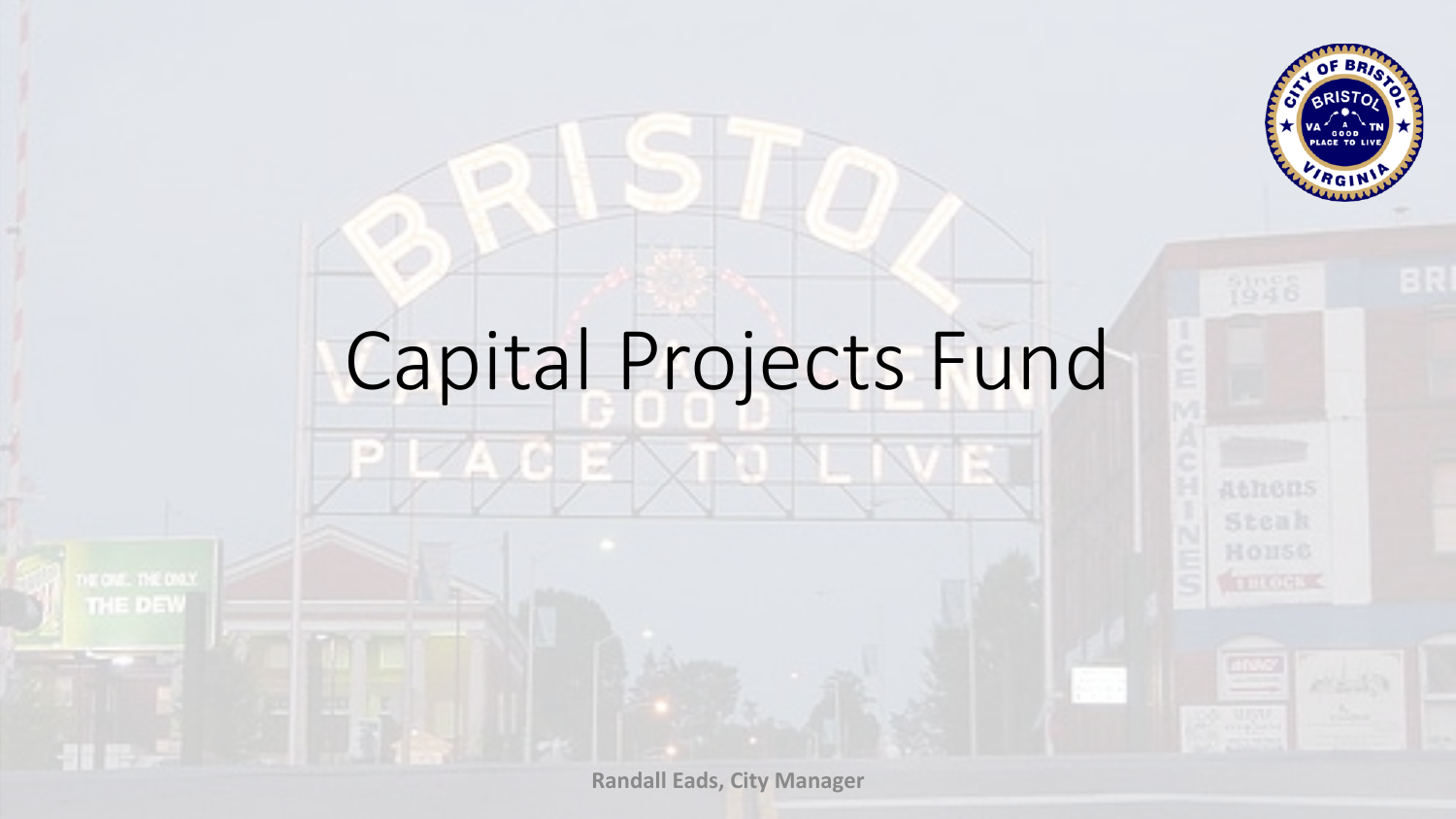# Capital Projects Fund

Randall Eads, City Manager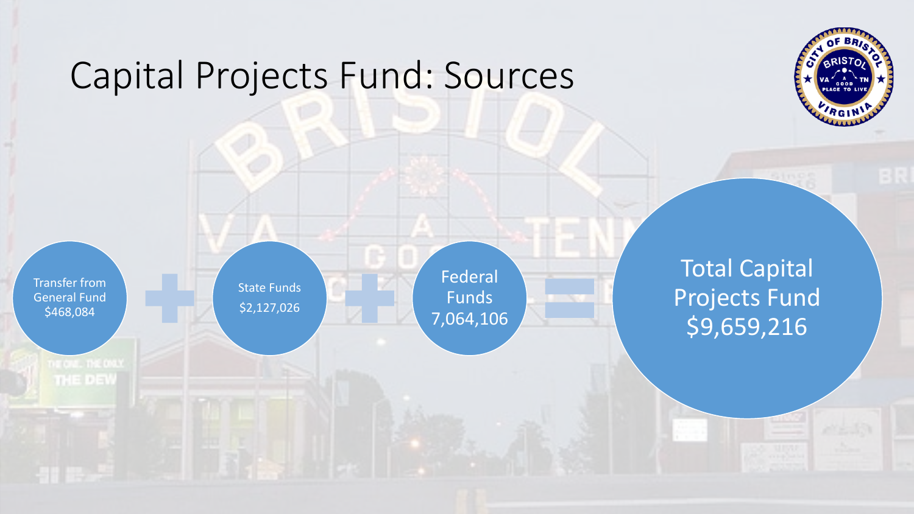# Capital Projects Fund: Sources

Transfer from General Fund $468,084 + State Funds $2,127,026 + Federal Funds 7,064,106 = Total Capital Projects Fund $9,659,216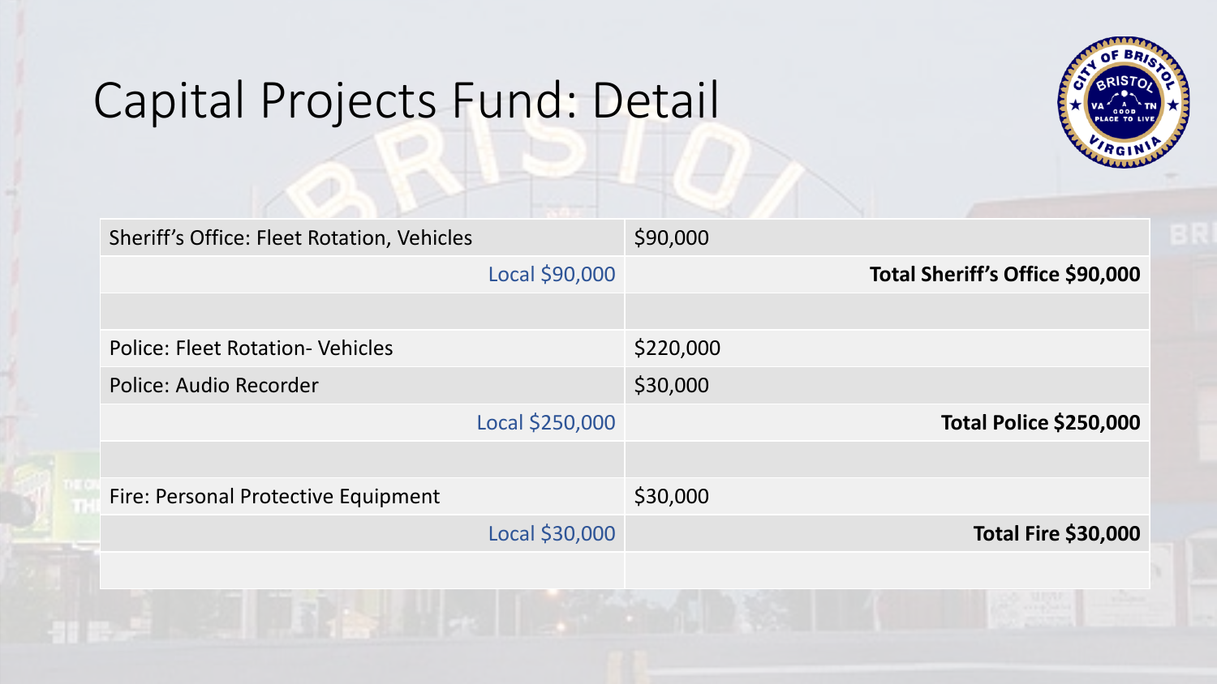# Capital Projects Fund: Detail

| | |
|---|---|
| Sheriff's Office: Fleet Rotation, Vehicles | $90,000 |
| Local $90,000 | **Total Sheriff's Office $90,000** |
| | |
| Police: Fleet Rotation- Vehicles | $220,000 |
| Police: Audio Recorder | $30,000 |
| Local $250,000 | **Total Police $250,000** |
| | |
| Fire: Personal Protective Equipment | $30,000 |
| Local $30,000 | **Total Fire $30,000** |
| | |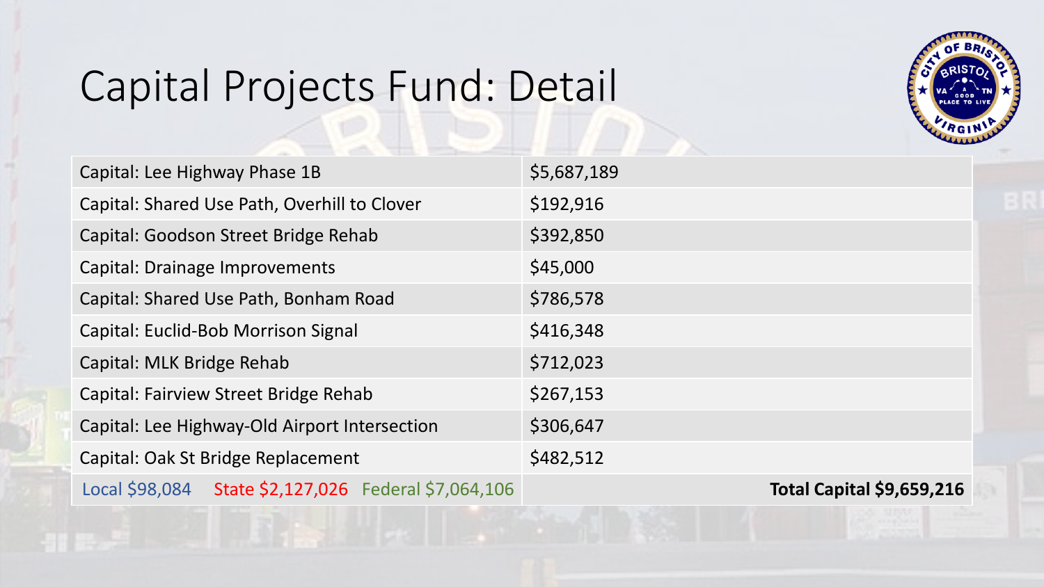# Capital Projects Fund: Detail

| | |
|---|---|
| Capital: Lee Highway Phase 1B | $5,687,189 |
| Capital: Shared Use Path, Overhill to Clover | $192,916 |
| Capital: Goodson Street Bridge Rehab | $392,850 |
| Capital: Drainage Improvements | $45,000 |
| Capital: Shared Use Path, Bonham Road | $786,578 |
| Capital: Euclid-Bob Morrison Signal | $416,348 |
| Capital: MLK Bridge Rehab | $712,023 |
| Capital: Fairview Street Bridge Rehab | $267,153 |
| Capital: Lee Highway-Old Airport Intersection | $306,647 |
| Capital: Oak St Bridge Replacement | $482,512 |
| Local $98,084 State $2,127,026 Federal $7,064,106 | **Total Capital $9,659,216** |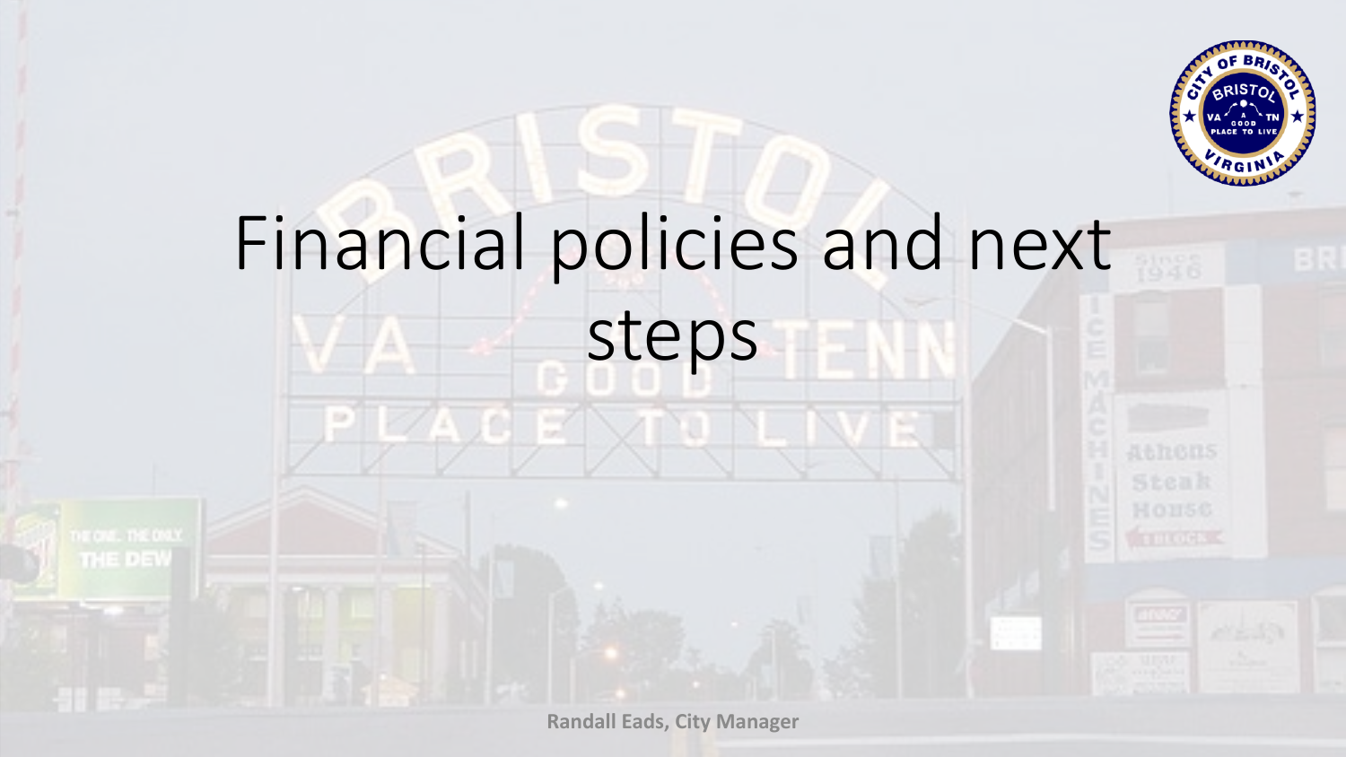# Financial policies and next steps

**Randall Eads, City Manager**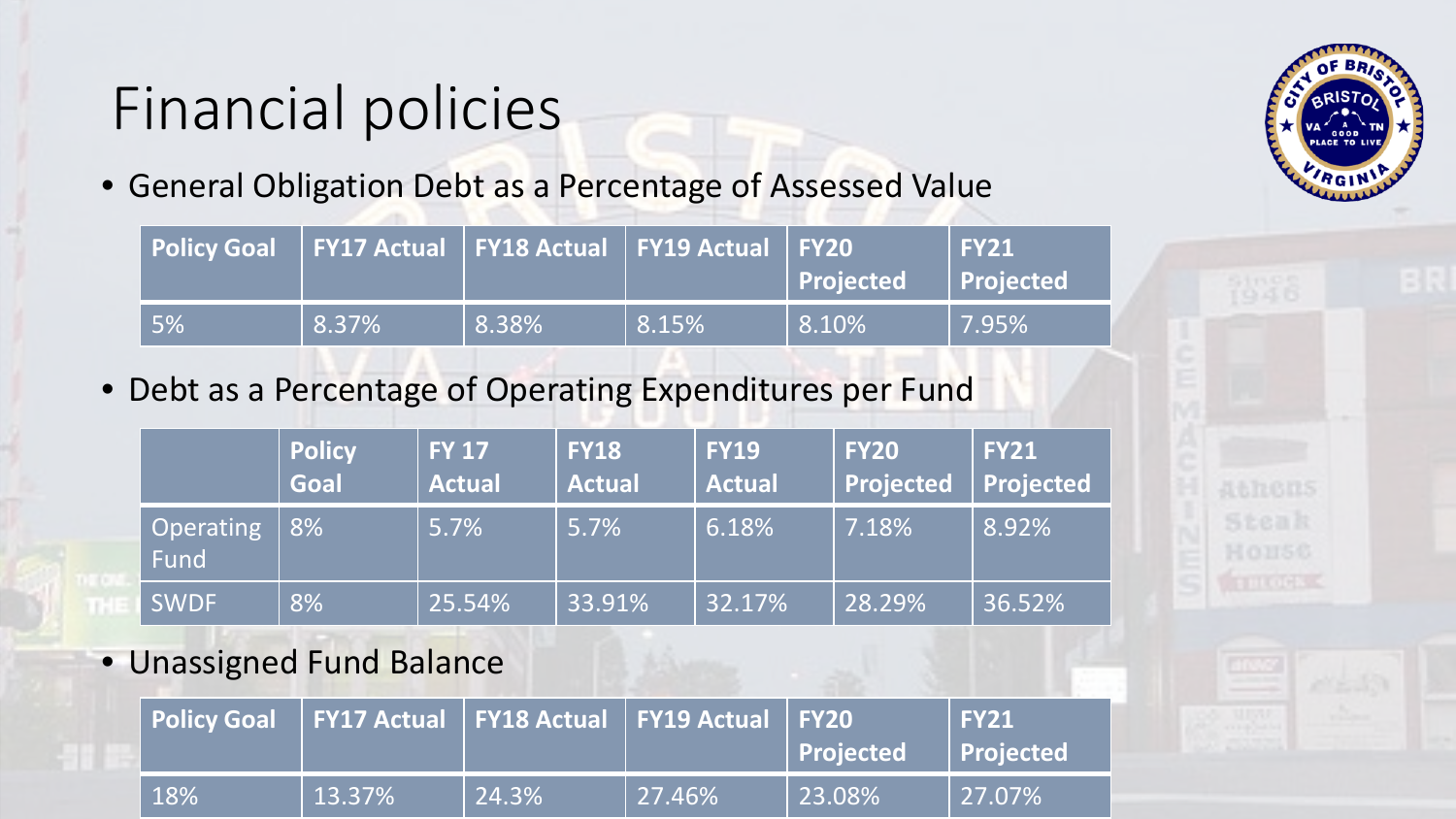# Financial policies

- General Obligation Debt as a Percentage of Assessed Value

| Policy Goal | FY17 Actual | FY18 Actual | FY19 Actual | FY20 Projected | FY21 Projected |
|---|---|---|---|---|---|
| 5% | 8.37% | 8.38% | 8.15% | 8.10% | 7.95% |

- Debt as a Percentage of Operating Expenditures per Fund

| | Policy Goal | FY 17 Actual | FY18 Actual | FY19 Actual | FY20 Projected | FY21 Projected |
|---|---|---|---|---|---|---|
| Operating Fund | 8% | 5.7% | 5.7% | 6.18% | 7.18% | 8.92% |
| SWDF | 8% | 25.54% | 33.91% | 32.17% | 28.29% | 36.52% |

- Unassigned Fund Balance

| Policy Goal | FY17 Actual | FY18 Actual | FY19 Actual | FY20 Projected | FY21 Projected |
|---|---|---|---|---|---|
| 18% | 13.37% | 24.3% | 27.46% | 23.08% | 27.07% |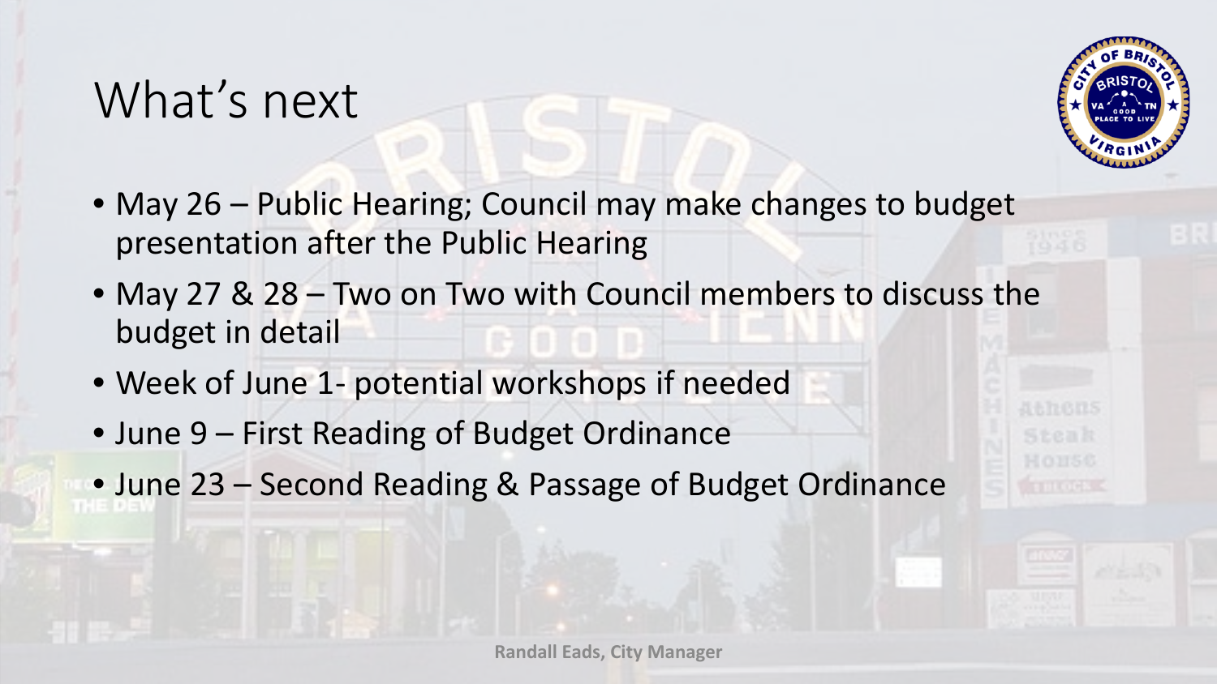# What's next

- May 26 – Public Hearing; Council may make changes to budget presentation after the Public Hearing
- May 27 & 28 – Two on Two with Council members to discuss the budget in detail
- Week of June 1- potential workshops if needed
- June 9 – First Reading of Budget Ordinance
- June 23 – Second Reading & Passage of Budget Ordinance

**Randall Eads, City Manager**